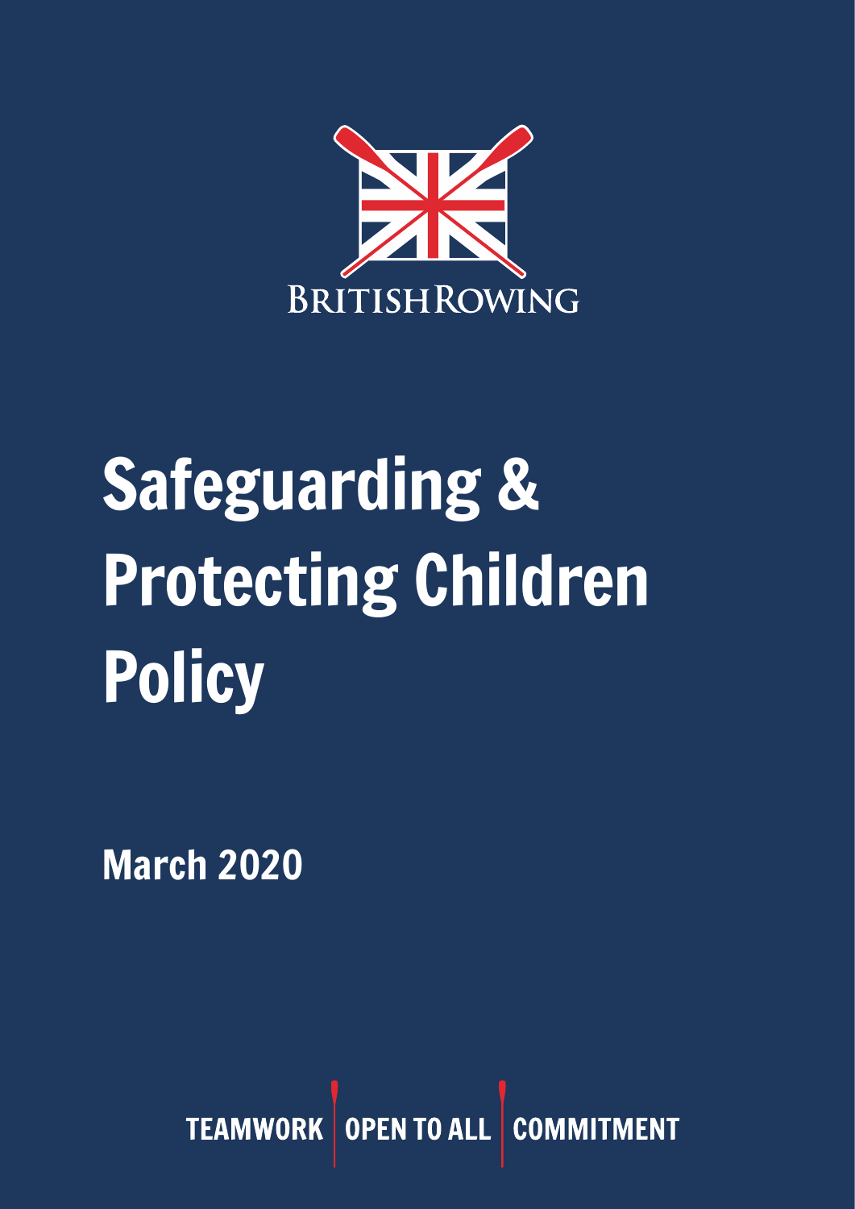BRITISH ROWING

# Safeguarding & Protecting Children Policy

**March 2020**

TEAMWORK | OPEN TO ALL | COMMITMENT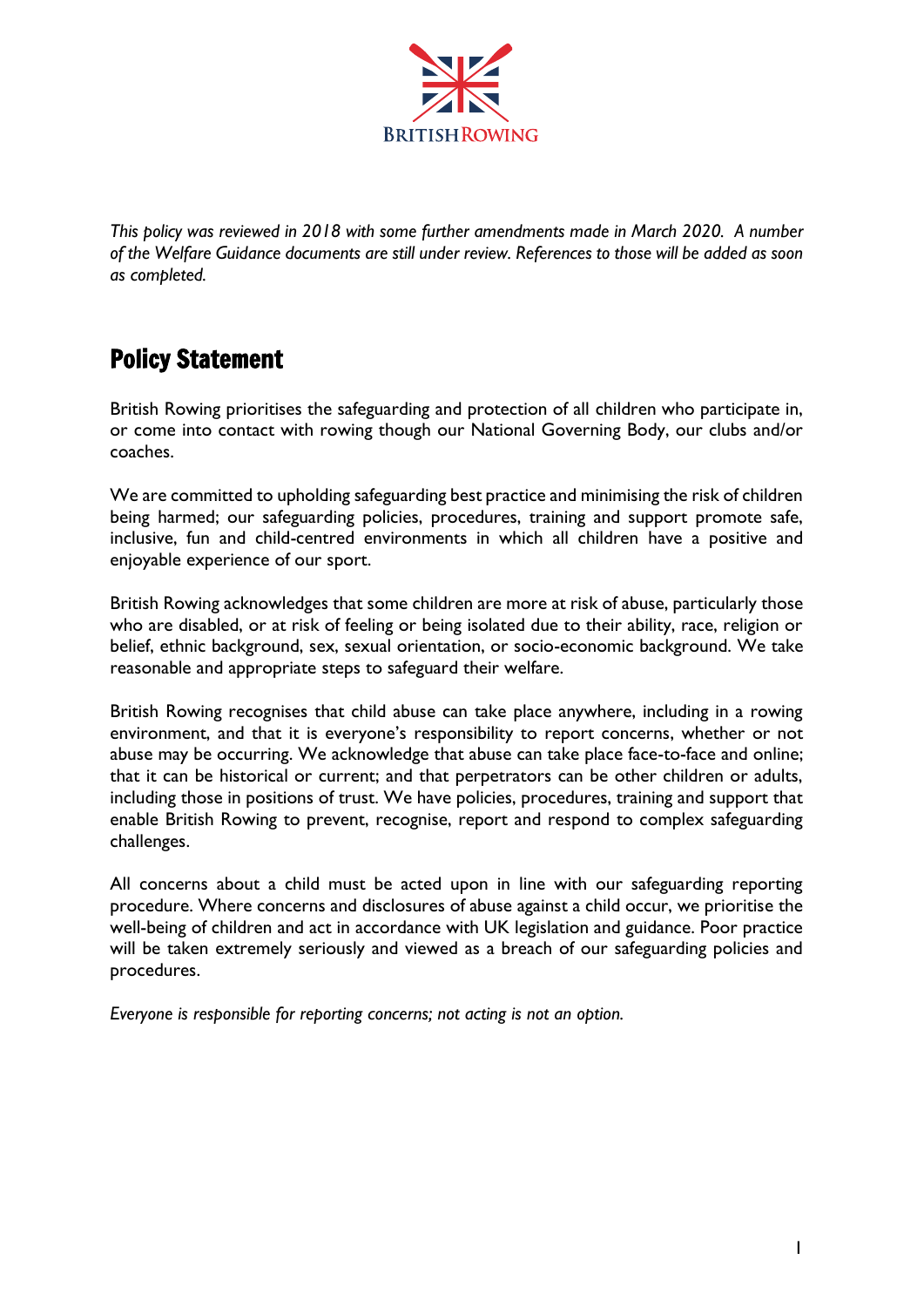*This policy was reviewed in 2018 with some further amendments made in March 2020. A number of the Welfare Guidance documents are still under review. References to those will be added as soon as completed.*

## Policy Statement

British Rowing prioritises the safeguarding and protection of all children who participate in, or come into contact with rowing though our National Governing Body, our clubs and/or coaches.

We are committed to upholding safeguarding best practice and minimising the risk of children being harmed; our safeguarding policies, procedures, training and support promote safe, inclusive, fun and child-centred environments in which all children have a positive and enjoyable experience of our sport.

British Rowing acknowledges that some children are more at risk of abuse, particularly those who are disabled, or at risk of feeling or being isolated due to their ability, race, religion or belief, ethnic background, sex, sexual orientation, or socio-economic background. We take reasonable and appropriate steps to safeguard their welfare.

British Rowing recognises that child abuse can take place anywhere, including in a rowing environment, and that it is everyone's responsibility to report concerns, whether or not abuse may be occurring. We acknowledge that abuse can take place face-to-face and online; that it can be historical or current; and that perpetrators can be other children or adults, including those in positions of trust. We have policies, procedures, training and support that enable British Rowing to prevent, recognise, report and respond to complex safeguarding challenges.

All concerns about a child must be acted upon in line with our safeguarding reporting procedure. Where concerns and disclosures of abuse against a child occur, we prioritise the well-being of children and act in accordance with UK legislation and guidance. Poor practice will be taken extremely seriously and viewed as a breach of our safeguarding policies and procedures.

*Everyone is responsible for reporting concerns; not acting is not an option.*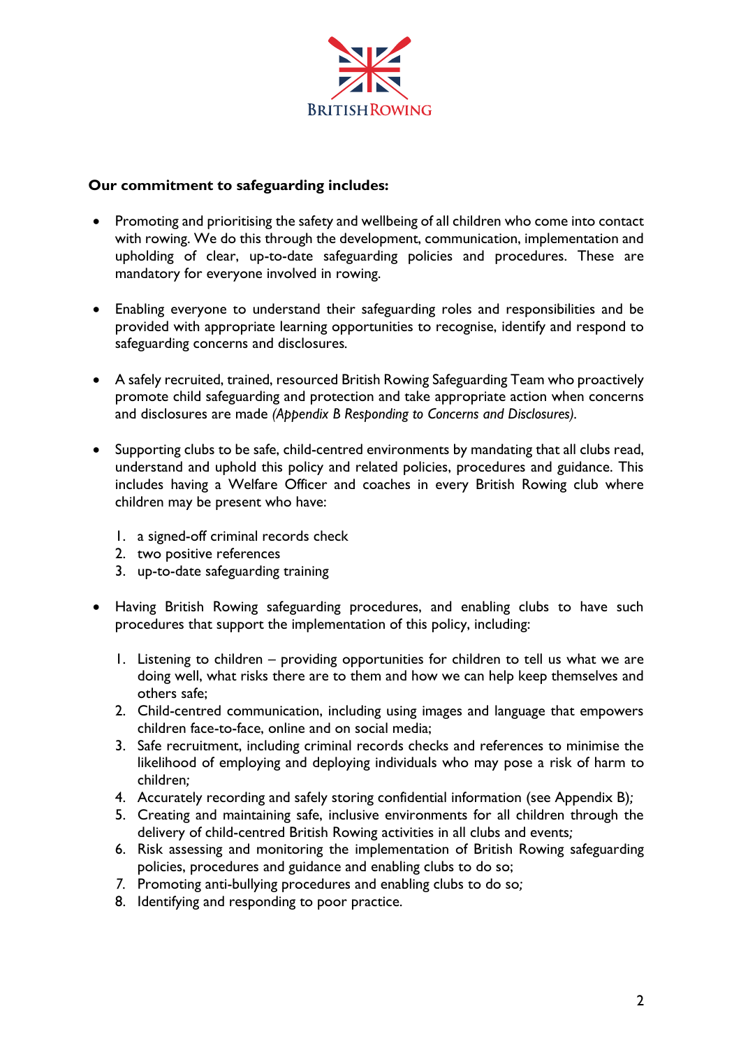**Our commitment to safeguarding includes:**

- Promoting and prioritising the safety and wellbeing of all children who come into contact with rowing. We do this through the development, communication, implementation and upholding of clear, up-to-date safeguarding policies and procedures. These are mandatory for everyone involved in rowing.

- Enabling everyone to understand their safeguarding roles and responsibilities and be provided with appropriate learning opportunities to recognise, identify and respond to safeguarding concerns and disclosures.

- A safely recruited, trained, resourced British Rowing Safeguarding Team who proactively promote child safeguarding and protection and take appropriate action when concerns and disclosures are made *(Appendix B Responding to Concerns and Disclosures).*

- Supporting clubs to be safe, child-centred environments by mandating that all clubs read, understand and uphold this policy and related policies, procedures and guidance. This includes having a Welfare Officer and coaches in every British Rowing club where children may be present who have:

  1. a signed-off criminal records check
  2. two positive references
  3. up-to-date safeguarding training

- Having British Rowing safeguarding procedures, and enabling clubs to have such procedures that support the implementation of this policy, including:

  1. Listening to children – providing opportunities for children to tell us what we are doing well, what risks there are to them and how we can help keep themselves and others safe;
  2. Child-centred communication, including using images and language that empowers children face-to-face, online and on social media;
  3. Safe recruitment, including criminal records checks and references to minimise the likelihood of employing and deploying individuals who may pose a risk of harm to children;
  4. Accurately recording and safely storing confidential information (see Appendix B);
  5. Creating and maintaining safe, inclusive environments for all children through the delivery of child-centred British Rowing activities in all clubs and events;
  6. Risk assessing and monitoring the implementation of British Rowing safeguarding policies, procedures and guidance and enabling clubs to do so;
  7. Promoting anti-bullying procedures and enabling clubs to do so;
  8. Identifying and responding to poor practice.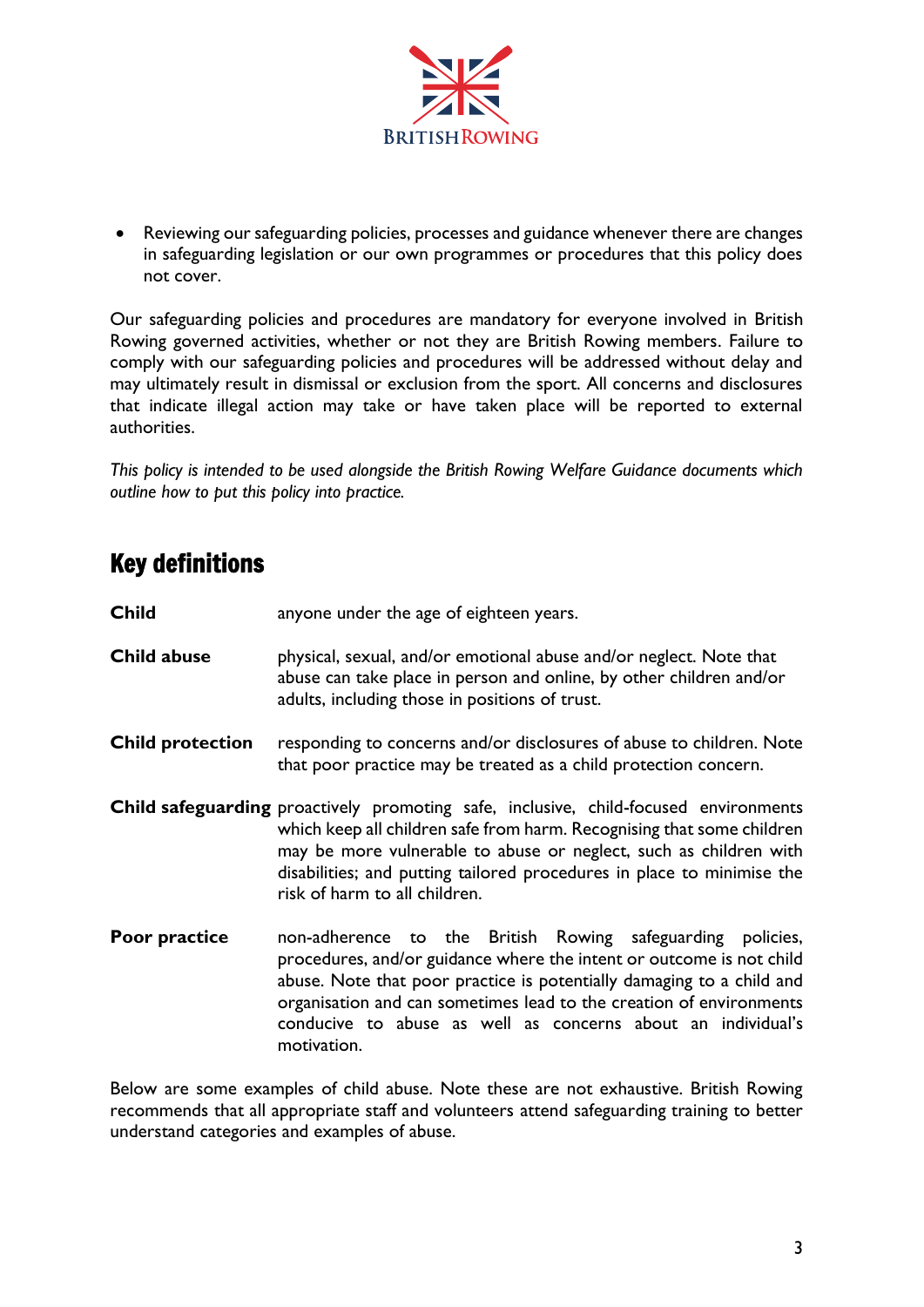- Reviewing our safeguarding policies, processes and guidance whenever there are changes in safeguarding legislation or our own programmes or procedures that this policy does not cover.

Our safeguarding policies and procedures are mandatory for everyone involved in British Rowing governed activities, whether or not they are British Rowing members. Failure to comply with our safeguarding policies and procedures will be addressed without delay and may ultimately result in dismissal or exclusion from the sport. All concerns and disclosures that indicate illegal action may take or have taken place will be reported to external authorities.

*This policy is intended to be used alongside the British Rowing Welfare Guidance documents which outline how to put this policy into practice.*

## Key definitions

**Child** anyone under the age of eighteen years.

**Child abuse** physical, sexual, and/or emotional abuse and/or neglect. Note that abuse can take place in person and online, by other children and/or adults, including those in positions of trust.

**Child protection** responding to concerns and/or disclosures of abuse to children. Note that poor practice may be treated as a child protection concern.

**Child safeguarding** proactively promoting safe, inclusive, child-focused environments which keep all children safe from harm. Recognising that some children may be more vulnerable to abuse or neglect, such as children with disabilities; and putting tailored procedures in place to minimise the risk of harm to all children.

**Poor practice** non-adherence to the British Rowing safeguarding policies, procedures, and/or guidance where the intent or outcome is not child abuse. Note that poor practice is potentially damaging to a child and organisation and can sometimes lead to the creation of environments conducive to abuse as well as concerns about an individual's motivation.

Below are some examples of child abuse. Note these are not exhaustive. British Rowing recommends that all appropriate staff and volunteers attend safeguarding training to better understand categories and examples of abuse.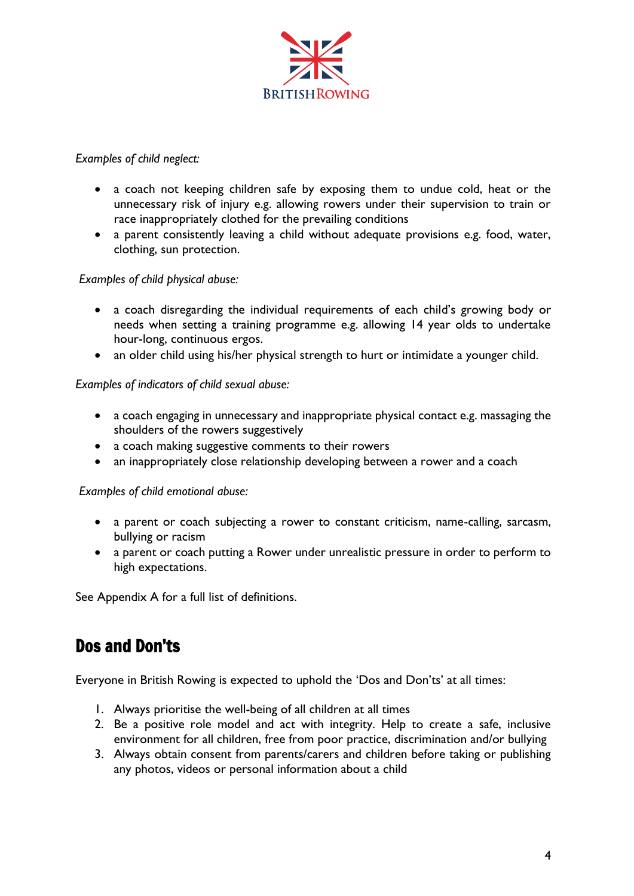*Examples of child neglect:*

- a coach not keeping children safe by exposing them to undue cold, heat or the unnecessary risk of injury e.g. allowing rowers under their supervision to train or race inappropriately clothed for the prevailing conditions
- a parent consistently leaving a child without adequate provisions e.g. food, water, clothing, sun protection.

*Examples of child physical abuse:*

- a coach disregarding the individual requirements of each child's growing body or needs when setting a training programme e.g. allowing 14 year olds to undertake hour-long, continuous ergos.
- an older child using his/her physical strength to hurt or intimidate a younger child.

*Examples of indicators of child sexual abuse:*

- a coach engaging in unnecessary and inappropriate physical contact e.g. massaging the shoulders of the rowers suggestively
- a coach making suggestive comments to their rowers
- an inappropriately close relationship developing between a rower and a coach

*Examples of child emotional abuse:*

- a parent or coach subjecting a rower to constant criticism, name-calling, sarcasm, bullying or racism
- a parent or coach putting a Rower under unrealistic pressure in order to perform to high expectations.

See Appendix A for a full list of definitions.

## Dos and Don'ts

Everyone in British Rowing is expected to uphold the 'Dos and Don'ts' at all times:

1. Always prioritise the well-being of all children at all times
2. Be a positive role model and act with integrity. Help to create a safe, inclusive environment for all children, free from poor practice, discrimination and/or bullying
3. Always obtain consent from parents/carers and children before taking or publishing any photos, videos or personal information about a child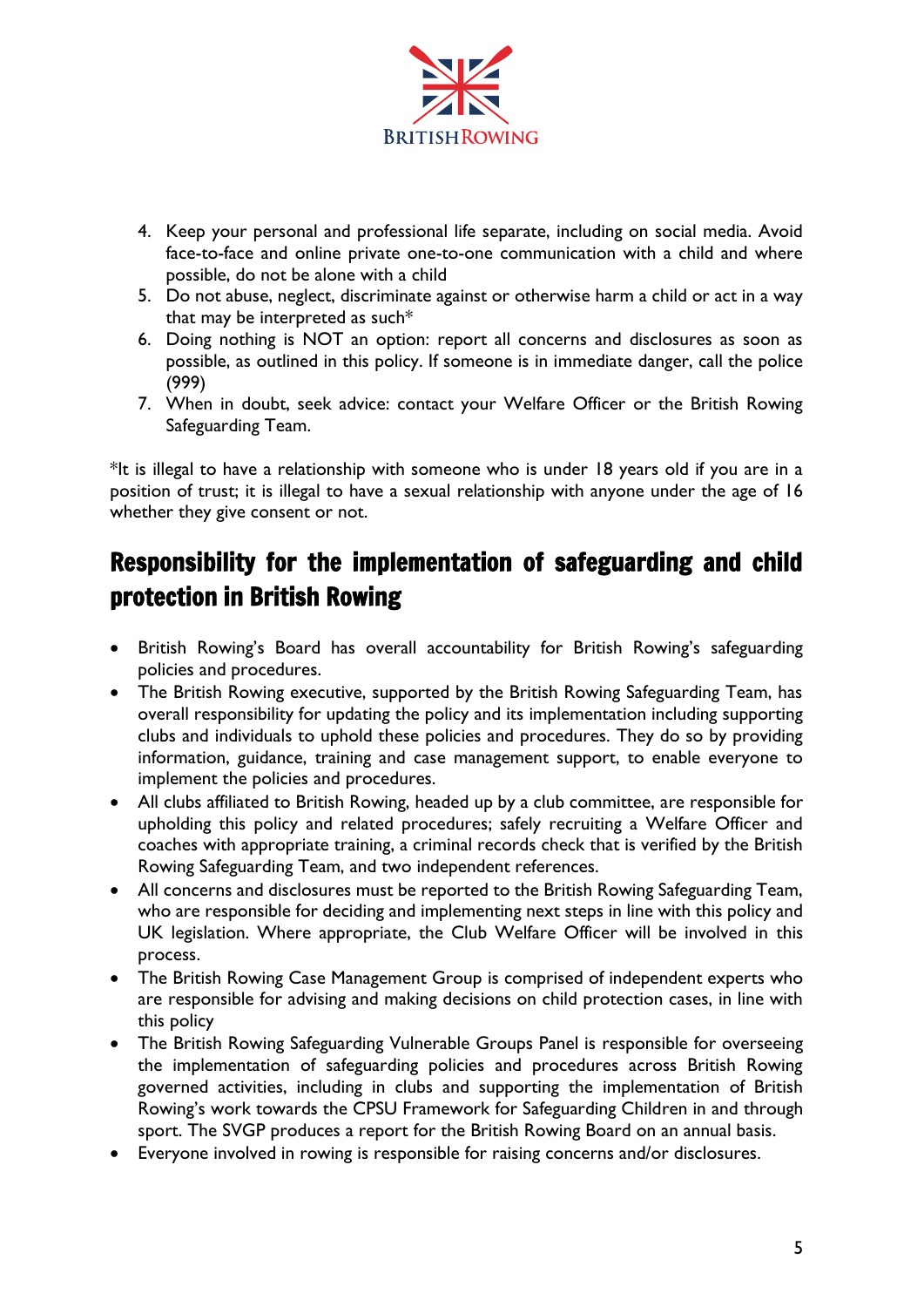4. Keep your personal and professional life separate, including on social media. Avoid face-to-face and online private one-to-one communication with a child and where possible, do not be alone with a child
5. Do not abuse, neglect, discriminate against or otherwise harm a child or act in a way that may be interpreted as such*
6. Doing nothing is NOT an option: report all concerns and disclosures as soon as possible, as outlined in this policy. If someone is in immediate danger, call the police (999)
7. When in doubt, seek advice: contact your Welfare Officer or the British Rowing Safeguarding Team.

*It is illegal to have a relationship with someone who is under 18 years old if you are in a position of trust; it is illegal to have a sexual relationship with anyone under the age of 16 whether they give consent or not.

## Responsibility for the implementation of safeguarding and child protection in British Rowing

- British Rowing's Board has overall accountability for British Rowing's safeguarding policies and procedures.
- The British Rowing executive, supported by the British Rowing Safeguarding Team, has overall responsibility for updating the policy and its implementation including supporting clubs and individuals to uphold these policies and procedures. They do so by providing information, guidance, training and case management support, to enable everyone to implement the policies and procedures.
- All clubs affiliated to British Rowing, headed up by a club committee, are responsible for upholding this policy and related procedures; safely recruiting a Welfare Officer and coaches with appropriate training, a criminal records check that is verified by the British Rowing Safeguarding Team, and two independent references.
- All concerns and disclosures must be reported to the British Rowing Safeguarding Team, who are responsible for deciding and implementing next steps in line with this policy and UK legislation. Where appropriate, the Club Welfare Officer will be involved in this process.
- The British Rowing Case Management Group is comprised of independent experts who are responsible for advising and making decisions on child protection cases, in line with this policy
- The British Rowing Safeguarding Vulnerable Groups Panel is responsible for overseeing the implementation of safeguarding policies and procedures across British Rowing governed activities, including in clubs and supporting the implementation of British Rowing's work towards the CPSU Framework for Safeguarding Children in and through sport. The SVGP produces a report for the British Rowing Board on an annual basis.
- Everyone involved in rowing is responsible for raising concerns and/or disclosures.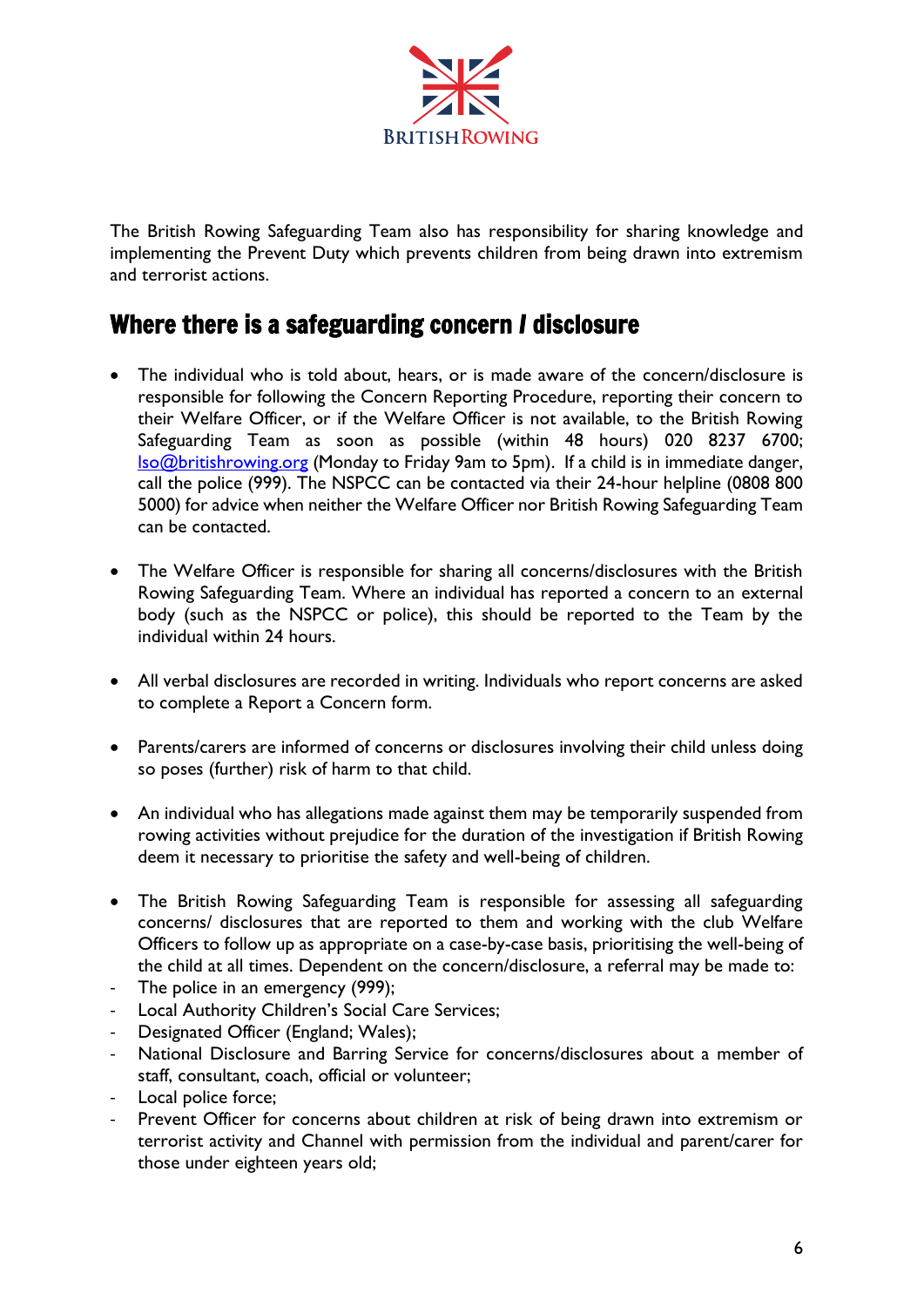The British Rowing Safeguarding Team also has responsibility for sharing knowledge and implementing the Prevent Duty which prevents children from being drawn into extremism and terrorist actions.

## Where there is a safeguarding concern / disclosure

- The individual who is told about, hears, or is made aware of the concern/disclosure is responsible for following the Concern Reporting Procedure, reporting their concern to their Welfare Officer, or if the Welfare Officer is not available, to the British Rowing Safeguarding Team as soon as possible (within 48 hours) 020 8237 6700; lso@britishrowing.org (Monday to Friday 9am to 5pm). If a child is in immediate danger, call the police (999). The NSPCC can be contacted via their 24-hour helpline (0808 800 5000) for advice when neither the Welfare Officer nor British Rowing Safeguarding Team can be contacted.

- The Welfare Officer is responsible for sharing all concerns/disclosures with the British Rowing Safeguarding Team. Where an individual has reported a concern to an external body (such as the NSPCC or police), this should be reported to the Team by the individual within 24 hours.

- All verbal disclosures are recorded in writing. Individuals who report concerns are asked to complete a Report a Concern form.

- Parents/carers are informed of concerns or disclosures involving their child unless doing so poses (further) risk of harm to that child.

- An individual who has allegations made against them may be temporarily suspended from rowing activities without prejudice for the duration of the investigation if British Rowing deem it necessary to prioritise the safety and well-being of children.

- The British Rowing Safeguarding Team is responsible for assessing all safeguarding concerns/ disclosures that are reported to them and working with the club Welfare Officers to follow up as appropriate on a case-by-case basis, prioritising the well-being of the child at all times. Dependent on the concern/disclosure, a referral may be made to:

- The police in an emergency (999);
- Local Authority Children's Social Care Services;
- Designated Officer (England; Wales);
- National Disclosure and Barring Service for concerns/disclosures about a member of staff, consultant, coach, official or volunteer;
- Local police force;
- Prevent Officer for concerns about children at risk of being drawn into extremism or terrorist activity and Channel with permission from the individual and parent/carer for those under eighteen years old;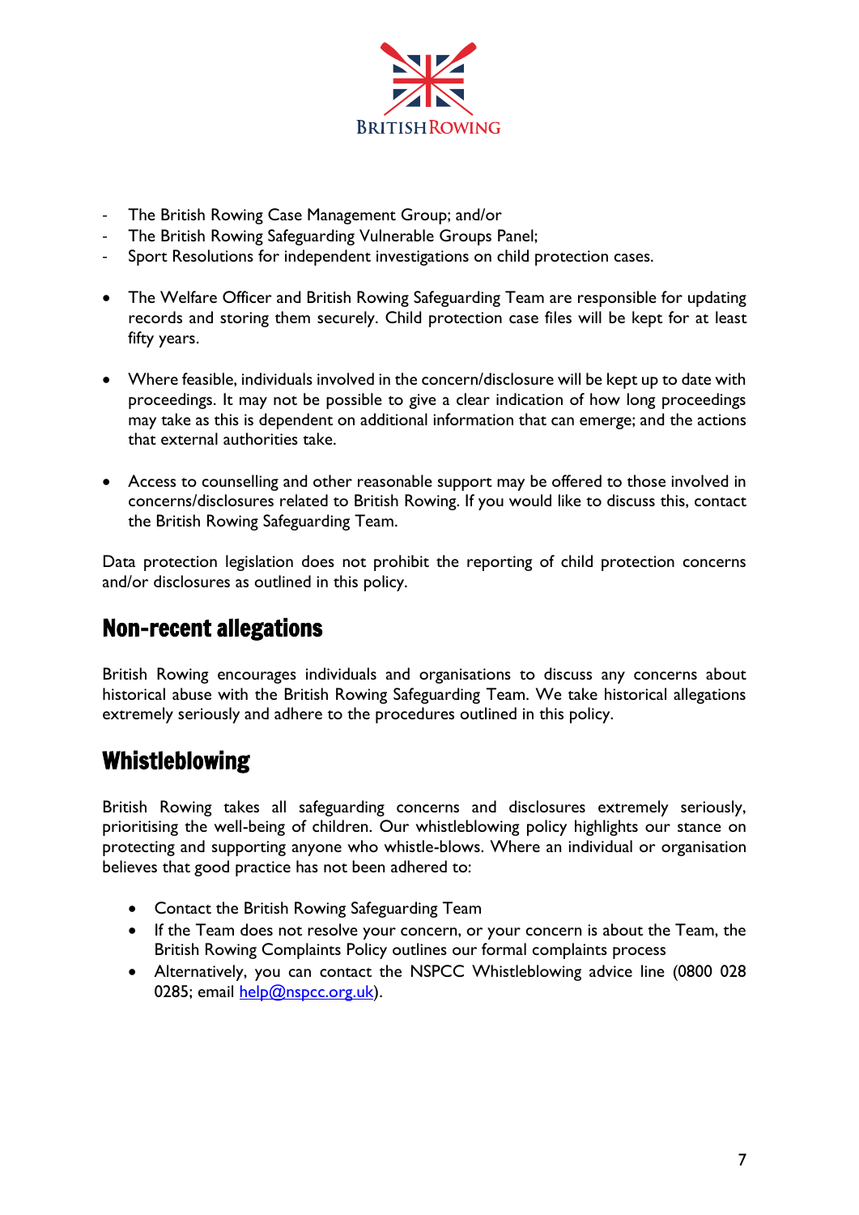- The British Rowing Case Management Group; and/or
- The British Rowing Safeguarding Vulnerable Groups Panel;
- Sport Resolutions for independent investigations on child protection cases.

- The Welfare Officer and British Rowing Safeguarding Team are responsible for updating records and storing them securely. Child protection case files will be kept for at least fifty years.

- Where feasible, individuals involved in the concern/disclosure will be kept up to date with proceedings. It may not be possible to give a clear indication of how long proceedings may take as this is dependent on additional information that can emerge; and the actions that external authorities take.

- Access to counselling and other reasonable support may be offered to those involved in concerns/disclosures related to British Rowing. If you would like to discuss this, contact the British Rowing Safeguarding Team.

Data protection legislation does not prohibit the reporting of child protection concerns and/or disclosures as outlined in this policy.

## Non-recent allegations

British Rowing encourages individuals and organisations to discuss any concerns about historical abuse with the British Rowing Safeguarding Team. We take historical allegations extremely seriously and adhere to the procedures outlined in this policy.

## Whistleblowing

British Rowing takes all safeguarding concerns and disclosures extremely seriously, prioritising the well-being of children. Our whistleblowing policy highlights our stance on protecting and supporting anyone who whistle-blows. Where an individual or organisation believes that good practice has not been adhered to:

- Contact the British Rowing Safeguarding Team
- If the Team does not resolve your concern, or your concern is about the Team, the British Rowing Complaints Policy outlines our formal complaints process
- Alternatively, you can contact the NSPCC Whistleblowing advice line (0800 028 0285; email help@nspcc.org.uk).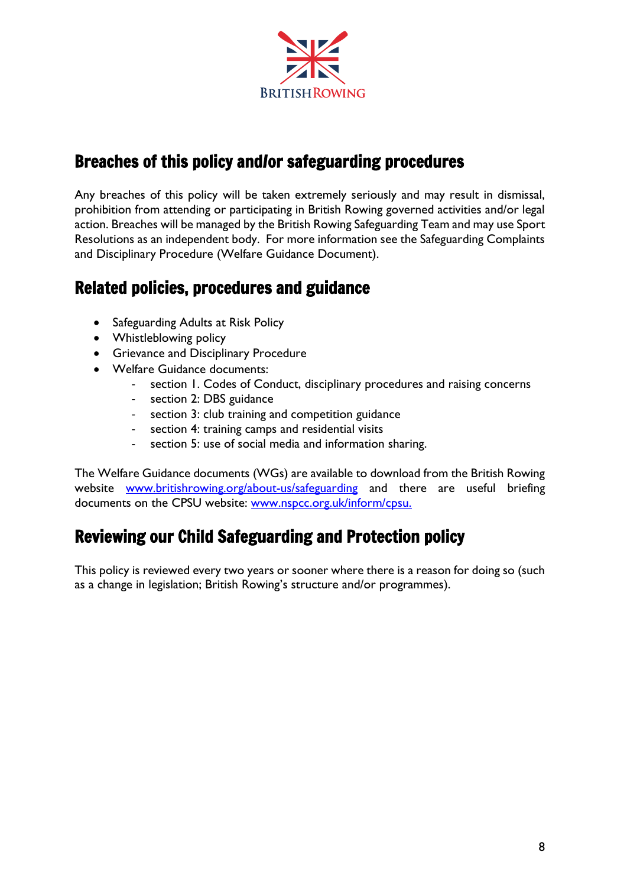## Breaches of this policy and/or safeguarding procedures

Any breaches of this policy will be taken extremely seriously and may result in dismissal, prohibition from attending or participating in British Rowing governed activities and/or legal action. Breaches will be managed by the British Rowing Safeguarding Team and may use Sport Resolutions as an independent body. For more information see the Safeguarding Complaints and Disciplinary Procedure (Welfare Guidance Document).

## Related policies, procedures and guidance

- Safeguarding Adults at Risk Policy
- Whistleblowing policy
- Grievance and Disciplinary Procedure
- Welfare Guidance documents:
  - section 1. Codes of Conduct, disciplinary procedures and raising concerns
  - section 2: DBS guidance
  - section 3: club training and competition guidance
  - section 4: training camps and residential visits
  - section 5: use of social media and information sharing.

The Welfare Guidance documents (WGs) are available to download from the British Rowing website [www.britishrowing.org/about-us/safeguarding](www.britishrowing.org/about-us/safeguarding) and there are useful briefing documents on the CPSU website: [www.nspcc.org.uk/inform/cpsu.](www.nspcc.org.uk/inform/cpsu)

## Reviewing our Child Safeguarding and Protection policy

This policy is reviewed every two years or sooner where there is a reason for doing so (such as a change in legislation; British Rowing's structure and/or programmes).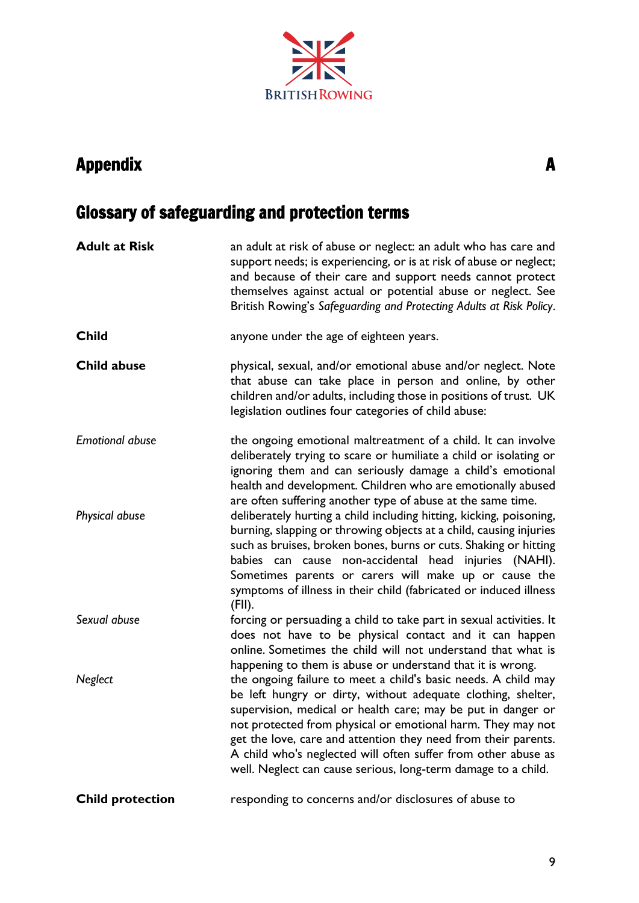# Appendix A

## Glossary of safeguarding and protection terms

**Adult at Risk** — an adult at risk of abuse or neglect: an adult who has care and support needs; is experiencing, or is at risk of abuse or neglect; and because of their care and support needs cannot protect themselves against actual or potential abuse or neglect. See British Rowing's *Safeguarding and Protecting Adults at Risk Policy*.

**Child** — anyone under the age of eighteen years.

**Child abuse** — physical, sexual, and/or emotional abuse and/or neglect. Note that abuse can take place in person and online, by other children and/or adults, including those in positions of trust. UK legislation outlines four categories of child abuse:

*Emotional abuse* — the ongoing emotional maltreatment of a child. It can involve deliberately trying to scare or humiliate a child or isolating or ignoring them and can seriously damage a child's emotional health and development. Children who are emotionally abused are often suffering another type of abuse at the same time.

*Physical abuse* — deliberately hurting a child including hitting, kicking, poisoning, burning, slapping or throwing objects at a child, causing injuries such as bruises, broken bones, burns or cuts. Shaking or hitting babies can cause non-accidental head injuries (NAHI). Sometimes parents or carers will make up or cause the symptoms of illness in their child (fabricated or induced illness (FII).

*Sexual abuse* — forcing or persuading a child to take part in sexual activities. It does not have to be physical contact and it can happen online. Sometimes the child will not understand that what is happening to them is abuse or understand that it is wrong.

*Neglect* — the ongoing failure to meet a child's basic needs. A child may be left hungry or dirty, without adequate clothing, shelter, supervision, medical or health care; may be put in danger or not protected from physical or emotional harm. They may not get the love, care and attention they need from their parents. A child who's neglected will often suffer from other abuse as well. Neglect can cause serious, long-term damage to a child.

**Child protection** — responding to concerns and/or disclosures of abuse to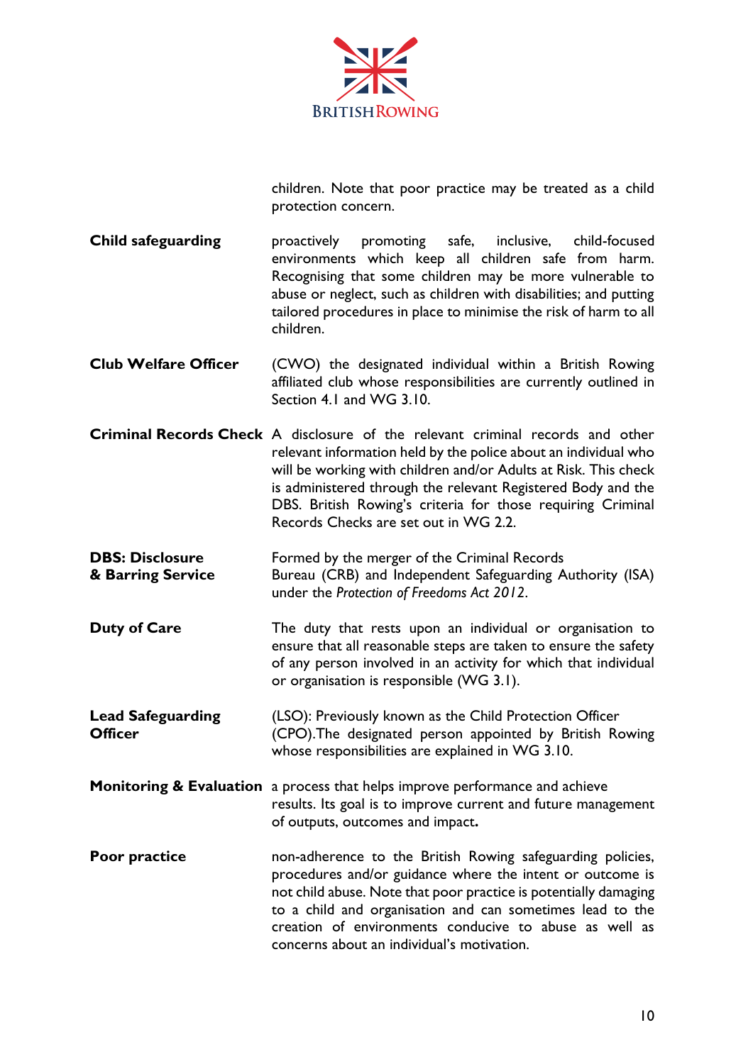children. Note that poor practice may be treated as a child protection concern.

**Child safeguarding** proactively promoting safe, inclusive, child-focused environments which keep all children safe from harm. Recognising that some children may be more vulnerable to abuse or neglect, such as children with disabilities; and putting tailored procedures in place to minimise the risk of harm to all children.

**Club Welfare Officer** (CWO) the designated individual within a British Rowing affiliated club whose responsibilities are currently outlined in Section 4.1 and WG 3.10.

**Criminal Records Check** A disclosure of the relevant criminal records and other relevant information held by the police about an individual who will be working with children and/or Adults at Risk. This check is administered through the relevant Registered Body and the DBS. British Rowing's criteria for those requiring Criminal Records Checks are set out in WG 2.2.

**DBS: Disclosure & Barring Service** Formed by the merger of the Criminal Records Bureau (CRB) and Independent Safeguarding Authority (ISA) under the *Protection of Freedoms Act 2012*.

**Duty of Care** The duty that rests upon an individual or organisation to ensure that all reasonable steps are taken to ensure the safety of any person involved in an activity for which that individual or organisation is responsible (WG 3.1).

**Lead Safeguarding Officer** (LSO): Previously known as the Child Protection Officer (CPO).The designated person appointed by British Rowing whose responsibilities are explained in WG 3.10.

**Monitoring & Evaluation** a process that helps improve performance and achieve results. Its goal is to improve current and future management of outputs, outcomes and impact**.**

**Poor practice** non-adherence to the British Rowing safeguarding policies, procedures and/or guidance where the intent or outcome is not child abuse. Note that poor practice is potentially damaging to a child and organisation and can sometimes lead to the creation of environments conducive to abuse as well as concerns about an individual's motivation.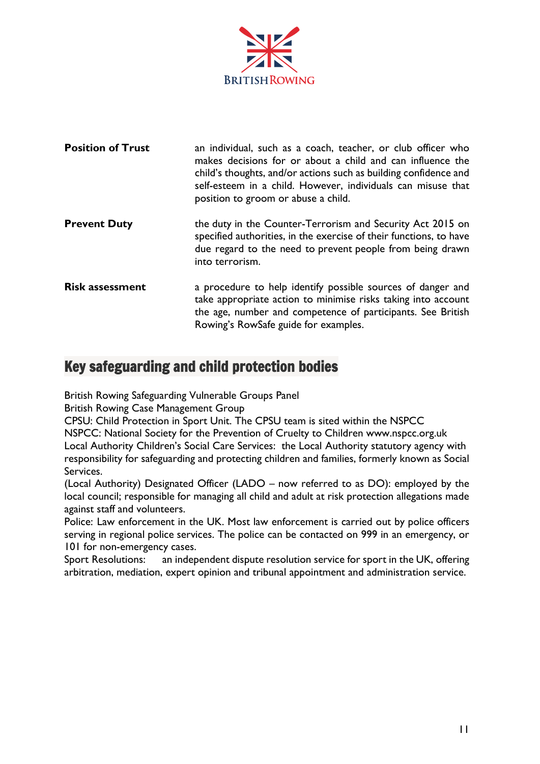**Position of Trust** an individual, such as a coach, teacher, or club officer who makes decisions for or about a child and can influence the child's thoughts, and/or actions such as building confidence and self-esteem in a child. However, individuals can misuse that position to groom or abuse a child.

**Prevent Duty** the duty in the Counter-Terrorism and Security Act 2015 on specified authorities, in the exercise of their functions, to have due regard to the need to prevent people from being drawn into terrorism.

**Risk assessment** a procedure to help identify possible sources of danger and take appropriate action to minimise risks taking into account the age, number and competence of participants. See British Rowing's RowSafe guide for examples.

## Key safeguarding and child protection bodies

British Rowing Safeguarding Vulnerable Groups Panel
British Rowing Case Management Group
CPSU: Child Protection in Sport Unit. The CPSU team is sited within the NSPCC
NSPCC: National Society for the Prevention of Cruelty to Children www.nspcc.org.uk
Local Authority Children's Social Care Services: the Local Authority statutory agency with responsibility for safeguarding and protecting children and families, formerly known as Social Services.
(Local Authority) Designated Officer (LADO – now referred to as DO): employed by the local council; responsible for managing all child and adult at risk protection allegations made against staff and volunteers.
Police: Law enforcement in the UK. Most law enforcement is carried out by police officers serving in regional police services. The police can be contacted on 999 in an emergency, or 101 for non-emergency cases.
Sport Resolutions: an independent dispute resolution service for sport in the UK, offering arbitration, mediation, expert opinion and tribunal appointment and administration service.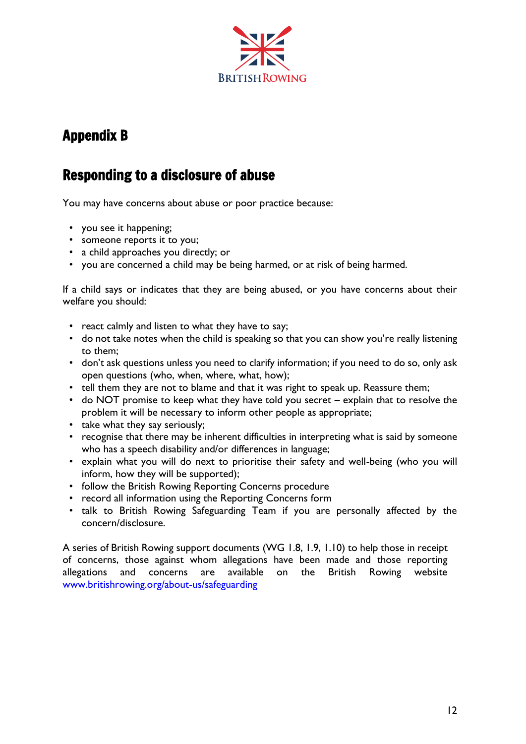# Appendix B

## Responding to a disclosure of abuse

You may have concerns about abuse or poor practice because:

- you see it happening;
- someone reports it to you;
- a child approaches you directly; or
- you are concerned a child may be being harmed, or at risk of being harmed.

If a child says or indicates that they are being abused, or you have concerns about their welfare you should:

- react calmly and listen to what they have to say;
- do not take notes when the child is speaking so that you can show you're really listening to them;
- don't ask questions unless you need to clarify information; if you need to do so, only ask open questions (who, when, where, what, how);
- tell them they are not to blame and that it was right to speak up. Reassure them;
- do NOT promise to keep what they have told you secret – explain that to resolve the problem it will be necessary to inform other people as appropriate;
- take what they say seriously;
- recognise that there may be inherent difficulties in interpreting what is said by someone who has a speech disability and/or differences in language;
- explain what you will do next to prioritise their safety and well-being (who you will inform, how they will be supported);
- follow the British Rowing Reporting Concerns procedure
- record all information using the Reporting Concerns form
- talk to British Rowing Safeguarding Team if you are personally affected by the concern/disclosure.

A series of British Rowing support documents (WG 1.8, 1.9, 1.10) to help those in receipt of concerns, those against whom allegations have been made and those reporting allegations and concerns are available on the British Rowing website [www.britishrowing.org/about-us/safeguarding](www.britishrowing.org/about-us/safeguarding)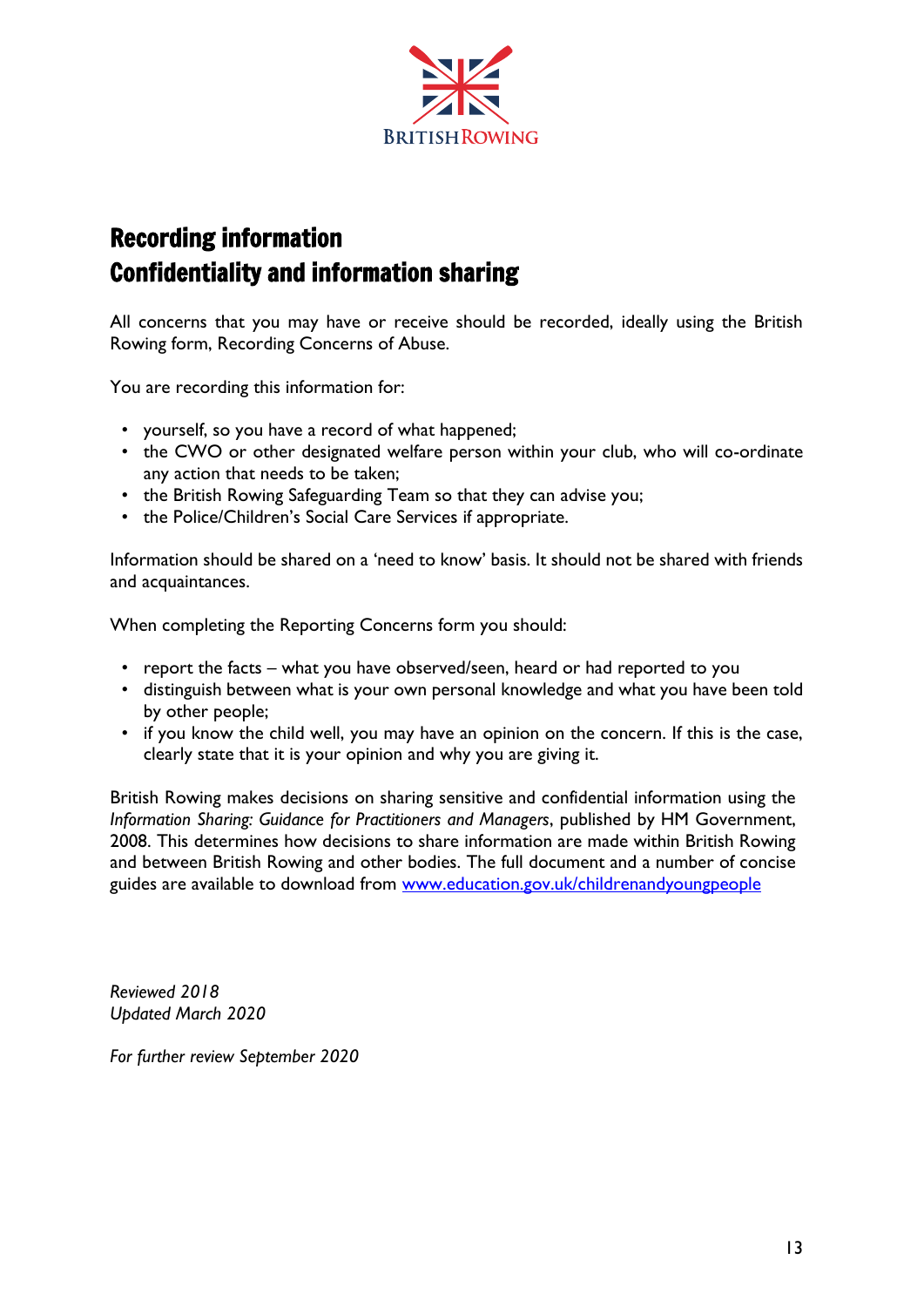## Recording information
## Confidentiality and information sharing

All concerns that you may have or receive should be recorded, ideally using the British Rowing form, Recording Concerns of Abuse.

You are recording this information for:

- yourself, so you have a record of what happened;
- the CWO or other designated welfare person within your club, who will co-ordinate any action that needs to be taken;
- the British Rowing Safeguarding Team so that they can advise you;
- the Police/Children's Social Care Services if appropriate.

Information should be shared on a 'need to know' basis. It should not be shared with friends and acquaintances.

When completing the Reporting Concerns form you should:

- report the facts – what you have observed/seen, heard or had reported to you
- distinguish between what is your own personal knowledge and what you have been told by other people;
- if you know the child well, you may have an opinion on the concern. If this is the case, clearly state that it is your opinion and why you are giving it.

British Rowing makes decisions on sharing sensitive and confidential information using the *Information Sharing: Guidance for Practitioners and Managers*, published by HM Government, 2008. This determines how decisions to share information are made within British Rowing and between British Rowing and other bodies. The full document and a number of concise guides are available to download from [www.education.gov.uk/childrenandyoungpeople](http://www.education.gov.uk/childrenandyoungpeople)

*Reviewed 2018*
*Updated March 2020*

*For further review September 2020*